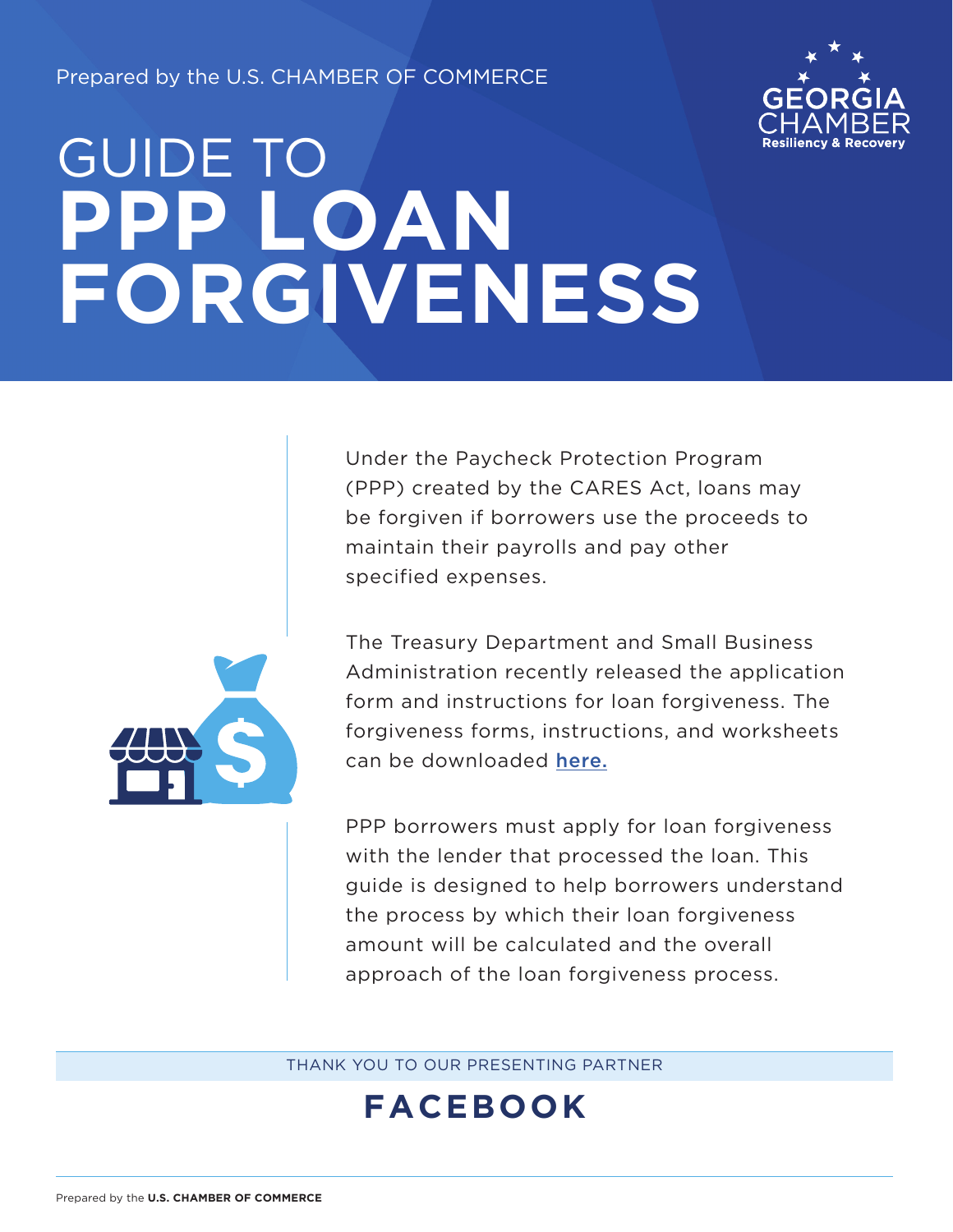Prepared by the U.S. CHAMBER OF COMMERCE

GEORGIA CHAMBER
Resiliency & Recovery

# GUIDE TO **PPP LOAN FORGIVENESS**

Under the Paycheck Protection Program (PPP) created by the CARES Act, loans may be forgiven if borrowers use the proceeds to maintain their payrolls and pay other specified expenses.

The Treasury Department and Small Business Administration recently released the application form and instructions for loan forgiveness. The forgiveness forms, instructions, and worksheets can be downloaded here.

PPP borrowers must apply for loan forgiveness with the lender that processed the loan. This guide is designed to help borrowers understand the process by which their loan forgiveness amount will be calculated and the overall approach of the loan forgiveness process.

THANK YOU TO OUR PRESENTING PARTNER

**FACEBOOK**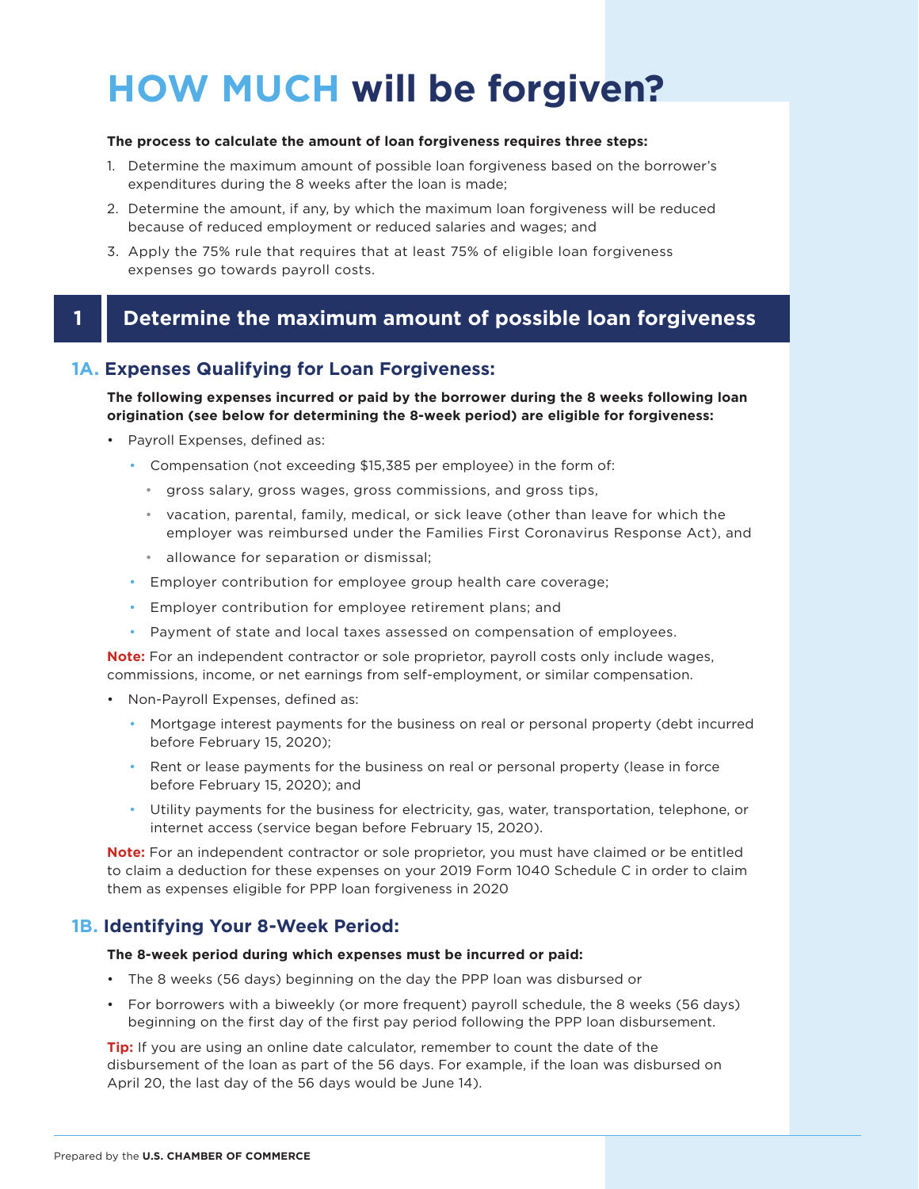# HOW MUCH will be forgiven?

**The process to calculate the amount of loan forgiveness requires three steps:**

1. Determine the maximum amount of possible loan forgiveness based on the borrower's expenditures during the 8 weeks after the loan is made;
2. Determine the amount, if any, by which the maximum loan forgiveness will be reduced because of reduced employment or reduced salaries and wages; and
3. Apply the 75% rule that requires that at least 75% of eligible loan forgiveness expenses go towards payroll costs.

## 1 Determine the maximum amount of possible loan forgiveness

### 1A. Expenses Qualifying for Loan Forgiveness:

**The following expenses incurred or paid by the borrower during the 8 weeks following loan origination (see below for determining the 8-week period) are eligible for forgiveness:**

- Payroll Expenses, defined as:
  - Compensation (not exceeding $15,385 per employee) in the form of:
    - gross salary, gross wages, gross commissions, and gross tips,
    - vacation, parental, family, medical, or sick leave (other than leave for which the employer was reimbursed under the Families First Coronavirus Response Act), and
    - allowance for separation or dismissal;
  - Employer contribution for employee group health care coverage;
  - Employer contribution for employee retirement plans; and
  - Payment of state and local taxes assessed on compensation of employees.

**Note:** For an independent contractor or sole proprietor, payroll costs only include wages, commissions, income, or net earnings from self-employment, or similar compensation.

- Non-Payroll Expenses, defined as:
  - Mortgage interest payments for the business on real or personal property (debt incurred before February 15, 2020);
  - Rent or lease payments for the business on real or personal property (lease in force before February 15, 2020); and
  - Utility payments for the business for electricity, gas, water, transportation, telephone, or internet access (service began before February 15, 2020).

**Note:** For an independent contractor or sole proprietor, you must have claimed or be entitled to claim a deduction for these expenses on your 2019 Form 1040 Schedule C in order to claim them as expenses eligible for PPP loan forgiveness in 2020

### 1B. Identifying Your 8-Week Period:

**The 8-week period during which expenses must be incurred or paid:**

- The 8 weeks (56 days) beginning on the day the PPP loan was disbursed or
- For borrowers with a biweekly (or more frequent) payroll schedule, the 8 weeks (56 days) beginning on the first day of the first pay period following the PPP loan disbursement.

**Tip:** If you are using an online date calculator, remember to count the date of the disbursement of the loan as part of the 56 days. For example, if the loan was disbursed on April 20, the last day of the 56 days would be June 14).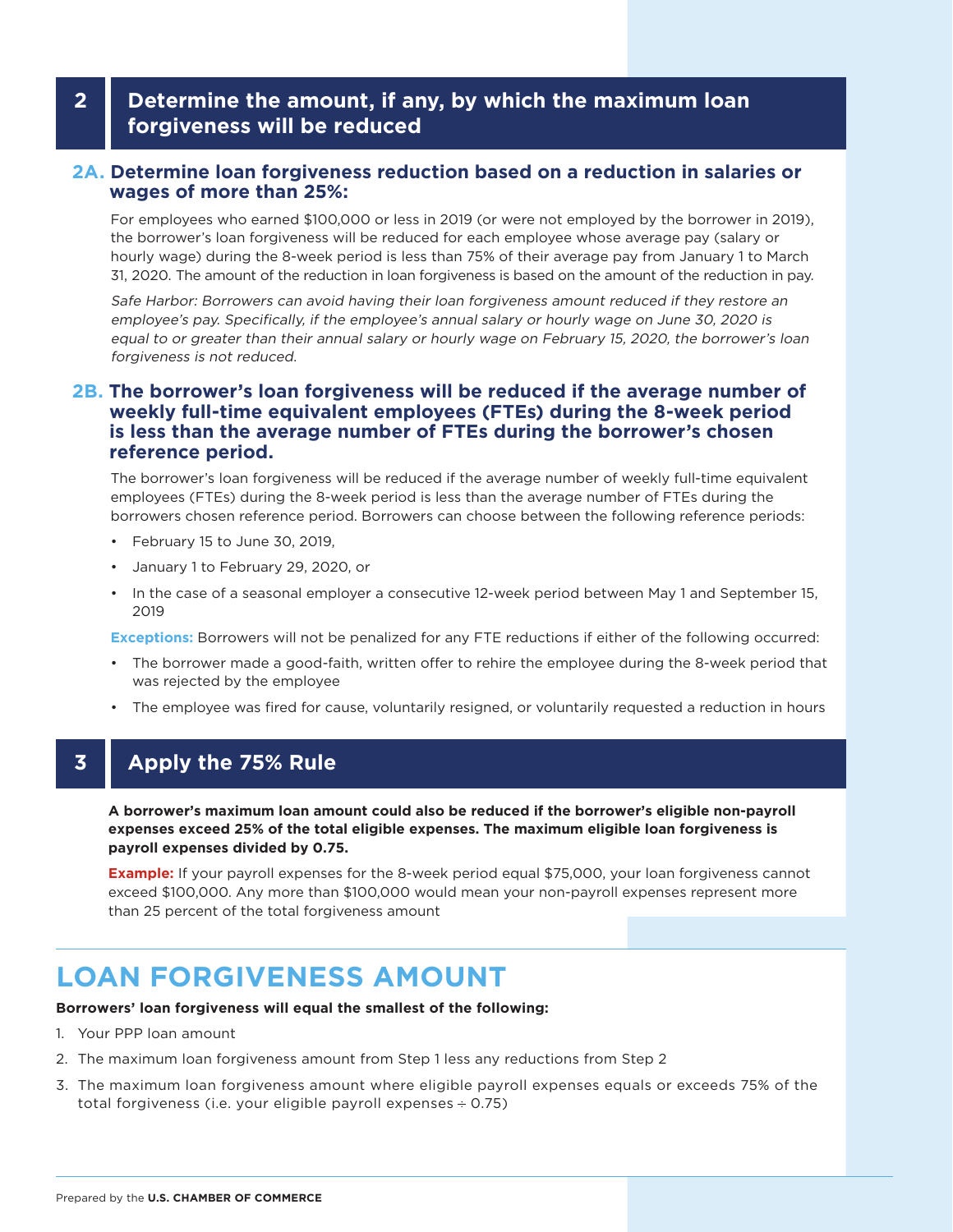## 2 Determine the amount, if any, by which the maximum loan forgiveness will be reduced

### 2A. Determine loan forgiveness reduction based on a reduction in salaries or wages of more than 25%:

For employees who earned $100,000 or less in 2019 (or were not employed by the borrower in 2019), the borrower's loan forgiveness will be reduced for each employee whose average pay (salary or hourly wage) during the 8-week period is less than 75% of their average pay from January 1 to March 31, 2020. The amount of the reduction in loan forgiveness is based on the amount of the reduction in pay.

*Safe Harbor: Borrowers can avoid having their loan forgiveness amount reduced if they restore an employee's pay. Specifically, if the employee's annual salary or hourly wage on June 30, 2020 is equal to or greater than their annual salary or hourly wage on February 15, 2020, the borrower's loan forgiveness is not reduced.*

### 2B. The borrower's loan forgiveness will be reduced if the average number of weekly full-time equivalent employees (FTEs) during the 8-week period is less than the average number of FTEs during the borrower's chosen reference period.

The borrower's loan forgiveness will be reduced if the average number of weekly full-time equivalent employees (FTEs) during the 8-week period is less than the average number of FTEs during the borrowers chosen reference period. Borrowers can choose between the following reference periods:

- February 15 to June 30, 2019,
- January 1 to February 29, 2020, or
- In the case of a seasonal employer a consecutive 12-week period between May 1 and September 15, 2019

**Exceptions:** Borrowers will not be penalized for any FTE reductions if either of the following occurred:

- The borrower made a good-faith, written offer to rehire the employee during the 8-week period that was rejected by the employee
- The employee was fired for cause, voluntarily resigned, or voluntarily requested a reduction in hours

## 3 Apply the 75% Rule

**A borrower's maximum loan amount could also be reduced if the borrower's eligible non-payroll expenses exceed 25% of the total eligible expenses. The maximum eligible loan forgiveness is payroll expenses divided by 0.75.**

**Example:** If your payroll expenses for the 8-week period equal $75,000, your loan forgiveness cannot exceed $100,000. Any more than $100,000 would mean your non-payroll expenses represent more than 25 percent of the total forgiveness amount

# LOAN FORGIVENESS AMOUNT

**Borrowers' loan forgiveness will equal the smallest of the following:**

1. Your PPP loan amount
2. The maximum loan forgiveness amount from Step 1 less any reductions from Step 2
3. The maximum loan forgiveness amount where eligible payroll expenses equals or exceeds 75% of the total forgiveness (i.e. your eligible payroll expenses ÷ 0.75)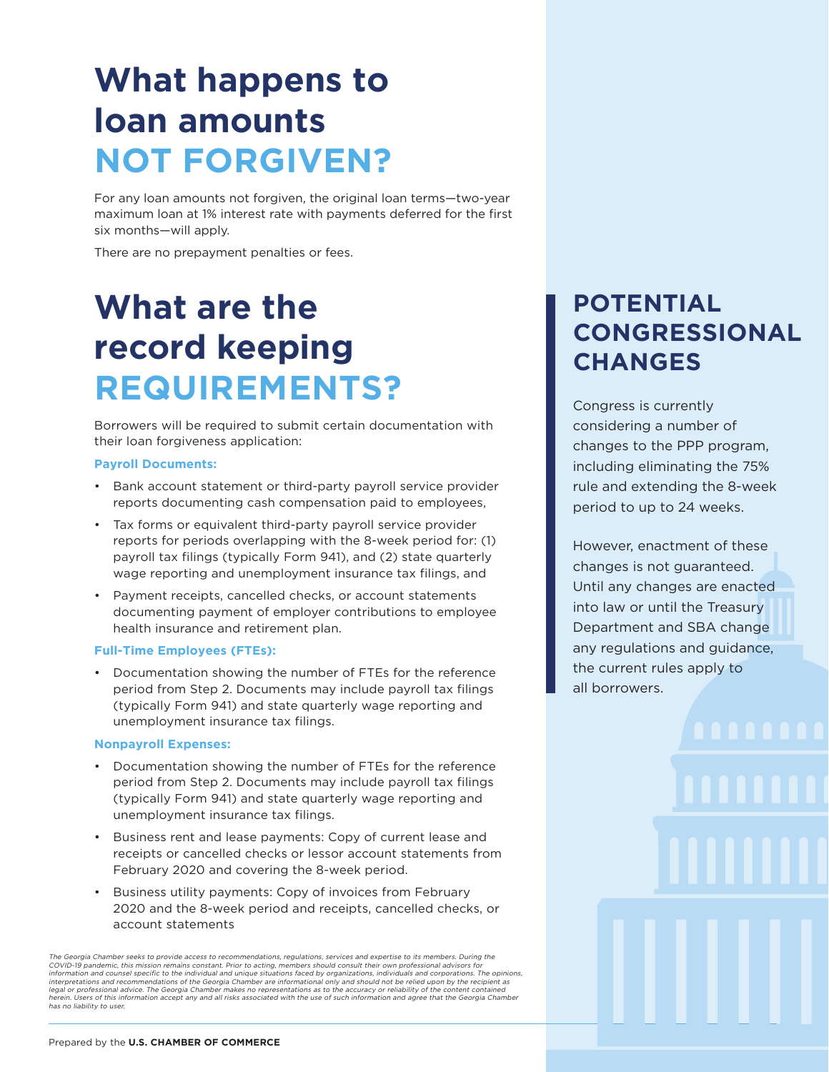# What happens to loan amounts NOT FORGIVEN?

For any loan amounts not forgiven, the original loan terms—two-year maximum loan at 1% interest rate with payments deferred for the first six months—will apply.

There are no prepayment penalties or fees.

# What are the record keeping REQUIREMENTS?

Borrowers will be required to submit certain documentation with their loan forgiveness application:

**Payroll Documents:**

- Bank account statement or third-party payroll service provider reports documenting cash compensation paid to employees,
- Tax forms or equivalent third-party payroll service provider reports for periods overlapping with the 8-week period for: (1) payroll tax filings (typically Form 941), and (2) state quarterly wage reporting and unemployment insurance tax filings, and
- Payment receipts, cancelled checks, or account statements documenting payment of employer contributions to employee health insurance and retirement plan.

**Full-Time Employees (FTEs):**

- Documentation showing the number of FTEs for the reference period from Step 2. Documents may include payroll tax filings (typically Form 941) and state quarterly wage reporting and unemployment insurance tax filings.

**Nonpayroll Expenses:**

- Documentation showing the number of FTEs for the reference period from Step 2. Documents may include payroll tax filings (typically Form 941) and state quarterly wage reporting and unemployment insurance tax filings.
- Business rent and lease payments: Copy of current lease and receipts or cancelled checks or lessor account statements from February 2020 and covering the 8-week period.
- Business utility payments: Copy of invoices from February 2020 and the 8-week period and receipts, cancelled checks, or account statements

## POTENTIAL CONGRESSIONAL CHANGES

Congress is currently considering a number of changes to the PPP program, including eliminating the 75% rule and extending the 8-week period to up to 24 weeks.

However, enactment of these changes is not guaranteed. Until any changes are enacted into law or until the Treasury Department and SBA change any regulations and guidance, the current rules apply to all borrowers.

*The Georgia Chamber seeks to provide access to recommendations, regulations, services and expertise to its members. During the COVID-19 pandemic, this mission remains constant. Prior to acting, members should consult their own professional advisors for information and counsel specific to the individual and unique situations faced by organizations, individuals and corporations. The opinions, interpretations and recommendations of the Georgia Chamber are informational only and should not be relied upon by the recipient as legal or professional advice. The Georgia Chamber makes no representations as to the accuracy or reliability of the content contained herein. Users of this information accept any and all risks associated with the use of such information and agree that the Georgia Chamber has no liability to user.*

Prepared by the **U.S. CHAMBER OF COMMERCE**